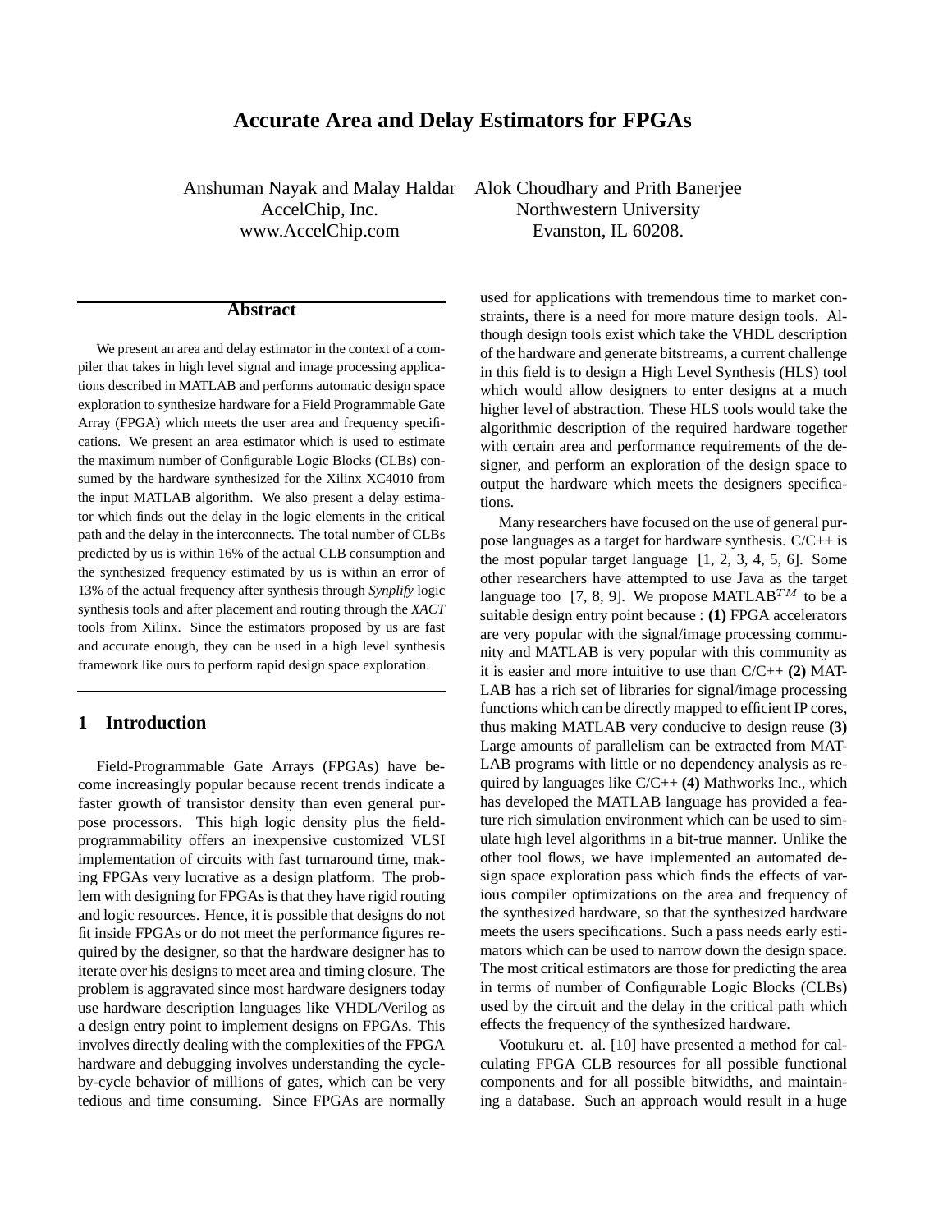# Accurate Area and Delay Estimators for FPGAs

Anshuman Nayak and Malay Haldar
AccelChip, Inc.
www.AccelChip.com

Alok Choudhary and Prith Banerjee
Northwestern University
Evanston, IL 60208.

## Abstract

We present an area and delay estimator in the context of a compiler that takes in high level signal and image processing applications described in MATLAB and performs automatic design space exploration to synthesize hardware for a Field Programmable Gate Array (FPGA) which meets the user area and frequency specifications. We present an area estimator which is used to estimate the maximum number of Configurable Logic Blocks (CLBs) consumed by the hardware synthesized for the Xilinx XC4010 from the input MATLAB algorithm. We also present a delay estimator which finds out the delay in the logic elements in the critical path and the delay in the interconnects. The total number of CLBs predicted by us is within 16% of the actual CLB consumption and the synthesized frequency estimated by us is within an error of 13% of the actual frequency after synthesis through *Synplify* logic synthesis tools and after placement and routing through the *XACT* tools from Xilinx. Since the estimators proposed by us are fast and accurate enough, they can be used in a high level synthesis framework like ours to perform rapid design space exploration.

## 1 Introduction

Field-Programmable Gate Arrays (FPGAs) have become increasingly popular because recent trends indicate a faster growth of transistor density than even general purpose processors. This high logic density plus the field-programmability offers an inexpensive customized VLSI implementation of circuits with fast turnaround time, making FPGAs very lucrative as a design platform. The problem with designing for FPGAs is that they have rigid routing and logic resources. Hence, it is possible that designs do not fit inside FPGAs or do not meet the performance figures required by the designer, so that the hardware designer has to iterate over his designs to meet area and timing closure. The problem is aggravated since most hardware designers today use hardware description languages like VHDL/Verilog as a design entry point to implement designs on FPGAs. This involves directly dealing with the complexities of the FPGA hardware and debugging involves understanding the cycle-by-cycle behavior of millions of gates, which can be very tedious and time consuming. Since FPGAs are normally used for applications with tremendous time to market constraints, there is a need for more mature design tools. Although design tools exist which take the VHDL description of the hardware and generate bitstreams, a current challenge in this field is to design a High Level Synthesis (HLS) tool which would allow designers to enter designs at a much higher level of abstraction. These HLS tools would take the algorithmic description of the required hardware together with certain area and performance requirements of the designer, and perform an exploration of the design space to output the hardware which meets the designers specifications.

Many researchers have focused on the use of general purpose languages as a target for hardware synthesis. C/C++ is the most popular target language [1, 2, 3, 4, 5, 6]. Some other researchers have attempted to use Java as the target language too [7, 8, 9]. We propose MATLAB$^{TM}$ to be a suitable design entry point because : **(1)** FPGA accelerators are very popular with the signal/image processing community and MATLAB is very popular with this community as it is easier and more intuitive to use than C/C++ **(2)** MATLAB has a rich set of libraries for signal/image processing functions which can be directly mapped to efficient IP cores, thus making MATLAB very conducive to design reuse **(3)** Large amounts of parallelism can be extracted from MATLAB programs with little or no dependency analysis as required by languages like C/C++ **(4)** Mathworks Inc., which has developed the MATLAB language has provided a feature rich simulation environment which can be used to simulate high level algorithms in a bit-true manner. Unlike the other tool flows, we have implemented an automated design space exploration pass which finds the effects of various compiler optimizations on the area and frequency of the synthesized hardware, so that the synthesized hardware meets the users specifications. Such a pass needs early estimators which can be used to narrow down the design space. The most critical estimators are those for predicting the area in terms of number of Configurable Logic Blocks (CLBs) used by the circuit and the delay in the critical path which effects the frequency of the synthesized hardware.

Vootukuru et. al. [10] have presented a method for calculating FPGA CLB resources for all possible functional components and for all possible bitwidths, and maintaining a database. Such an approach would result in a huge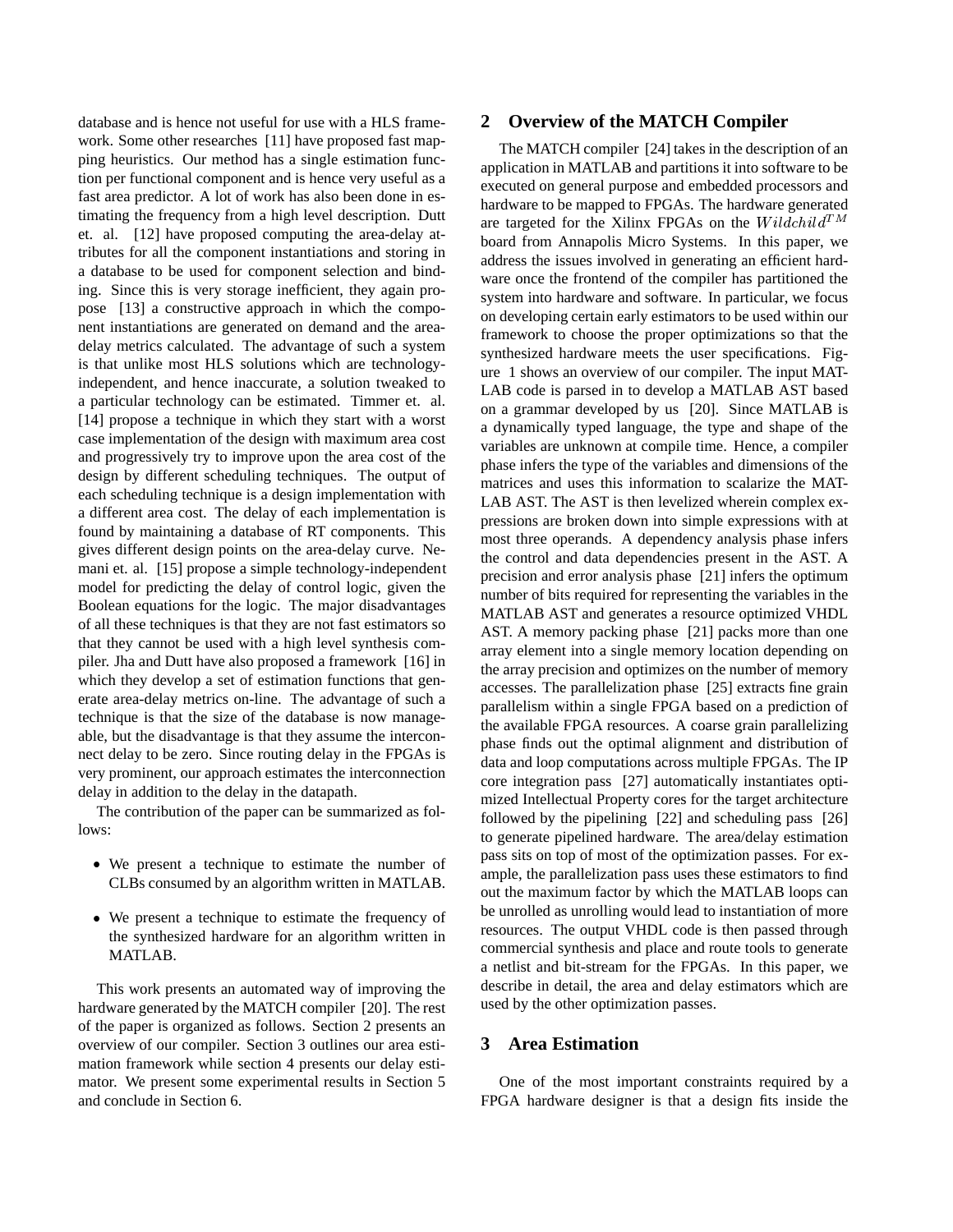database and is hence not useful for use with a HLS framework. Some other researches [11] have proposed fast mapping heuristics. Our method has a single estimation function per functional component and is hence very useful as a fast area predictor. A lot of work has also been done in estimating the frequency from a high level description. Dutt et. al. [12] have proposed computing the area-delay attributes for all the component instantiations and storing in a database to be used for component selection and binding. Since this is very storage inefficient, they again propose [13] a constructive approach in which the component instantiations are generated on demand and the area-delay metrics calculated. The advantage of such a system is that unlike most HLS solutions which are technology-independent, and hence inaccurate, a solution tweaked to a particular technology can be estimated. Timmer et. al. [14] propose a technique in which they start with a worst case implementation of the design with maximum area cost and progressively try to improve upon the area cost of the design by different scheduling techniques. The output of each scheduling technique is a design implementation with a different area cost. The delay of each implementation is found by maintaining a database of RT components. This gives different design points on the area-delay curve. Nemani et. al. [15] propose a simple technology-independent model for predicting the delay of control logic, given the Boolean equations for the logic. The major disadvantages of all these techniques is that they are not fast estimators so that they cannot be used with a high level synthesis compiler. Jha and Dutt have also proposed a framework [16] in which they develop a set of estimation functions that generate area-delay metrics on-line. The advantage of such a technique is that the size of the database is now manageable, but the disadvantage is that they assume the interconnect delay to be zero. Since routing delay in the FPGAs is very prominent, our approach estimates the interconnection delay in addition to the delay in the datapath.

The contribution of the paper can be summarized as follows:

- We present a technique to estimate the number of CLBs consumed by an algorithm written in MATLAB.
- We present a technique to estimate the frequency of the synthesized hardware for an algorithm written in MATLAB.

This work presents an automated way of improving the hardware generated by the MATCH compiler [20]. The rest of the paper is organized as follows. Section 2 presents an overview of our compiler. Section 3 outlines our area estimation framework while section 4 presents our delay estimator. We present some experimental results in Section 5 and conclude in Section 6.

## 2 Overview of the MATCH Compiler

The MATCH compiler [24] takes in the description of an application in MATLAB and partitions it into software to be executed on general purpose and embedded processors and hardware to be mapped to FPGAs. The hardware generated are targeted for the Xilinx FPGAs on the $Wildchild^{TM}$ board from Annapolis Micro Systems. In this paper, we address the issues involved in generating an efficient hardware once the frontend of the compiler has partitioned the system into hardware and software. In particular, we focus on developing certain early estimators to be used within our framework to choose the proper optimizations so that the synthesized hardware meets the user specifications. Figure 1 shows an overview of our compiler. The input MATLAB code is parsed in to develop a MATLAB AST based on a grammar developed by us [20]. Since MATLAB is a dynamically typed language, the type and shape of the variables are unknown at compile time. Hence, a compiler phase infers the type of the variables and dimensions of the matrices and uses this information to scalarize the MATLAB AST. The AST is then levelized wherein complex expressions are broken down into simple expressions with at most three operands. A dependency analysis phase infers the control and data dependencies present in the AST. A precision and error analysis phase [21] infers the optimum number of bits required for representing the variables in the MATLAB AST and generates a resource optimized VHDL AST. A memory packing phase [21] packs more than one array element into a single memory location depending on the array precision and optimizes on the number of memory accesses. The parallelization phase [25] extracts fine grain parallelism within a single FPGA based on a prediction of the available FPGA resources. A coarse grain parallelizing phase finds out the optimal alignment and distribution of data and loop computations across multiple FPGAs. The IP core integration pass [27] automatically instantiates optimized Intellectual Property cores for the target architecture followed by the pipelining [22] and scheduling pass [26] to generate pipelined hardware. The area/delay estimation pass sits on top of most of the optimization passes. For example, the parallelization pass uses these estimators to find out the maximum factor by which the MATLAB loops can be unrolled as unrolling would lead to instantiation of more resources. The output VHDL code is then passed through commercial synthesis and place and route tools to generate a netlist and bit-stream for the FPGAs. In this paper, we describe in detail, the area and delay estimators which are used by the other optimization passes.

## 3 Area Estimation

One of the most important constraints required by a FPGA hardware designer is that a design fits inside the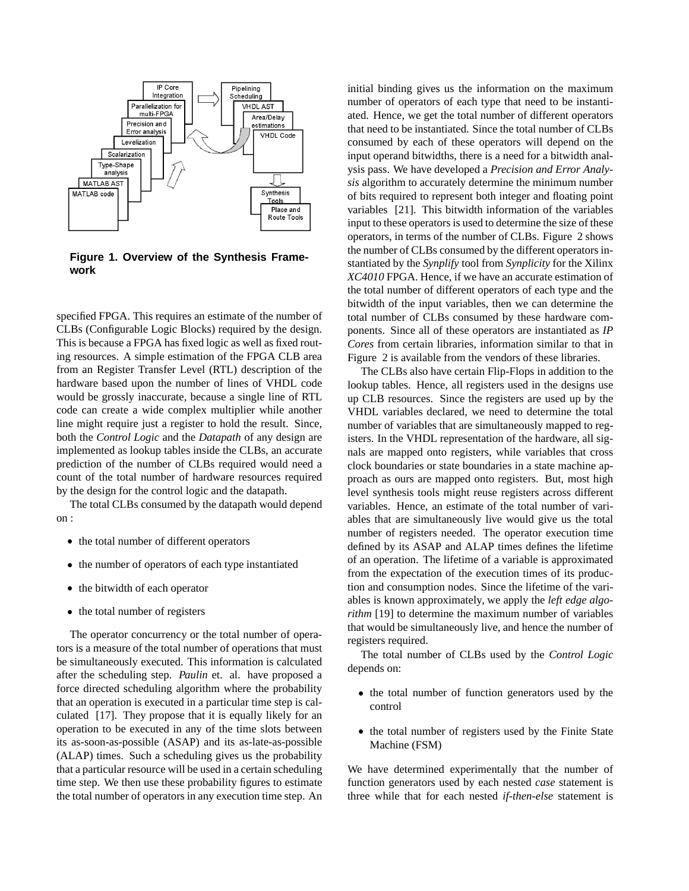IP Core Integration

Parallelization for multi-FPGA

Precision and Error analysis

Levelization

Scalarization

Type-Shape analysis

MATLAB AST

MATLAB code

Pipelining Scheduling

VHDL AST

Area/Delay estimations

VHDL Code

Synthesis Tools

Place and Route Tools

**Figure 1. Overview of the Synthesis Framework**

specified FPGA. This requires an estimate of the number of CLBs (Configurable Logic Blocks) required by the design. This is because a FPGA has fixed logic as well as fixed routing resources. A simple estimation of the FPGA CLB area from an Register Transfer Level (RTL) description of the hardware based upon the number of lines of VHDL code would be grossly inaccurate, because a single line of RTL code can create a wide complex multiplier while another line might require just a register to hold the result. Since, both the *Control Logic* and the *Datapath* of any design are implemented as lookup tables inside the CLBs, an accurate prediction of the number of CLBs required would need a count of the total number of hardware resources required by the design for the control logic and the datapath.

The total CLBs consumed by the datapath would depend on :

- the total number of different operators
- the number of operators of each type instantiated
- the bitwidth of each operator
- the total number of registers

The operator concurrency or the total number of operators is a measure of the total number of operations that must be simultaneously executed. This information is calculated after the scheduling step. *Paulin* et. al. have proposed a force directed scheduling algorithm where the probability that an operation is executed in a particular time step is calculated [17]. They propose that it is equally likely for an operation to be executed in any of the time slots between its as-soon-as-possible (ASAP) and its as-late-as-possible (ALAP) times. Such a scheduling gives us the probability that a particular resource will be used in a certain scheduling time step. We then use these probability figures to estimate the total number of operators in any execution time step. An initial binding gives us the information on the maximum number of operators of each type that need to be instantiated. Hence, we get the total number of different operators that need to be instantiated. Since the total number of CLBs consumed by each of these operators will depend on the input operand bitwidths, there is a need for a bitwidth analysis pass. We have developed a *Precision and Error Analysis* algorithm to accurately determine the minimum number of bits required to represent both integer and floating point variables [21]. This bitwidth information of the variables input to these operators is used to determine the size of these operators, in terms of the number of CLBs. Figure 2 shows the number of CLBs consumed by the different operators instantiated by the *Synplify* tool from *Synplicity* for the Xilinx *XC4010* FPGA. Hence, if we have an accurate estimation of the total number of different operators of each type and the bitwidth of the input variables, then we can determine the total number of CLBs consumed by these hardware components. Since all of these operators are instantiated as *IP Cores* from certain libraries, information similar to that in Figure 2 is available from the vendors of these libraries.

The CLBs also have certain Flip-Flops in addition to the lookup tables. Hence, all registers used in the designs use up CLB resources. Since the registers are used up by the VHDL variables declared, we need to determine the total number of variables that are simultaneously mapped to registers. In the VHDL representation of the hardware, all signals are mapped onto registers, while variables that cross clock boundaries or state boundaries in a state machine approach as ours are mapped onto registers. But, most high level synthesis tools might reuse registers across different variables. Hence, an estimate of the total number of variables that are simultaneously live would give us the total number of registers needed. The operator execution time defined by its ASAP and ALAP times defines the lifetime of an operation. The lifetime of a variable is approximated from the expectation of the execution times of its production and consumption nodes. Since the lifetime of the variables is known approximately, we apply the *left edge algorithm* [19] to determine the maximum number of variables that would be simultaneously live, and hence the number of registers required.

The total number of CLBs used by the *Control Logic* depends on:

- the total number of function generators used by the control
- the total number of registers used by the Finite State Machine (FSM)

We have determined experimentally that the number of function generators used by each nested *case* statement is three while that for each nested *if-then-else* statement is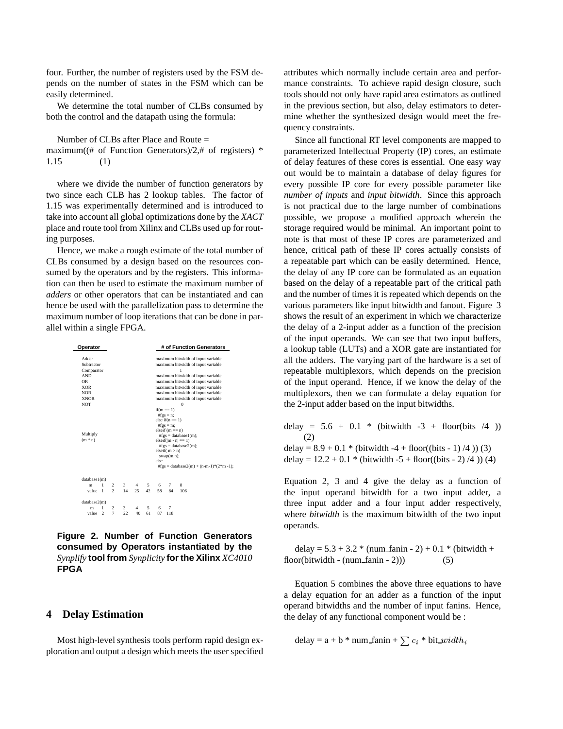four. Further, the number of registers used by the FSM depends on the number of states in the FSM which can be easily determined.

We determine the total number of CLBs consumed by both the control and the datapath using the formula:

Number of CLBs after Place and Route = maximum((# of Function Generators)/2,# of registers) * 1.15 (1)

where we divide the number of function generators by two since each CLB has 2 lookup tables. The factor of 1.15 was experimentally determined and is introduced to take into account all global optimizations done by the *XACT* place and route tool from Xilinx and CLBs used up for routing purposes.

Hence, we make a rough estimate of the total number of CLBs consumed by a design based on the resources consumed by the operators and by the registers. This information can then be used to estimate the maximum number of *adders* or other operators that can be instantiated and can hence be used with the parallelization pass to determine the maximum number of loop iterations that can be done in parallel within a single FPGA.

| Operator | # of Function Generators |
|---|---|
| Adder | maximum bitwidth of input variable |
| Subtractor | maximum bitwidth of input variable |
| Comparator | 1 |
| AND | maximum bitwidth of input variable |
| OR | maximum bitwidth of input variable |
| XOR | maximum bitwidth of input variable |
| NOR | maximum bitwidth of input variable |
| XNOR | maximum bitwidth of input variable |
| NOT | 0 |
| Multiply (m * n) | if(m == 1) #fgs = n; else if(n == 1) #fgs = m; elseif (m == n) #fgs = database1(m); elseif(\|m - n\| == 1) #fgs = database2(m); elseif( m > n) swap(m,n); else #fgs = database2(m) + (n-m-1)*(2*m -1); |

database1(m)

| m | 1 | 2 | 3 | 4 | 5 | 6 | 7 | 8 |
|---|---|---|---|---|---|---|---|---|
| value | 1 | 2 | 14 | 25 | 42 | 58 | 84 | 106 |

database2(m)

| m | 1 | 2 | 3 | 4 | 5 | 6 | 7 |
|---|---|---|---|---|---|---|---|
| value | 2 | 7 | 22 | 40 | 61 | 87 | 118 |

**Figure 2. Number of Function Generators consumed by Operators instantiated by the *Synplify* tool from *Synplicity* for the Xilinx *XC4010* FPGA**

## 4 Delay Estimation

Most high-level synthesis tools perform rapid design exploration and output a design which meets the user specified attributes which normally include certain area and performance constraints. To achieve rapid design closure, such tools should not only have rapid area estimators as outlined in the previous section, but also, delay estimators to determine whether the synthesized design would meet the frequency constraints.

Since all functional RT level components are mapped to parameterized Intellectual Property (IP) cores, an estimate of delay features of these cores is essential. One easy way out would be to maintain a database of delay figures for every possible IP core for every possible parameter like *number of inputs* and *input bitwidth*. Since this approach is not practical due to the large number of combinations possible, we propose a modified approach wherein the storage required would be minimal. An important point to note is that most of these IP cores are parameterized and hence, critical path of these IP cores actually consists of a repeatable part which can be easily determined. Hence, the delay of any IP core can be formulated as an equation based on the delay of a repeatable part of the critical path and the number of times it is repeated which depends on the various parameters like input bitwidth and fanout. Figure 3 shows the result of an experiment in which we characterize the delay of a 2-input adder as a function of the precision of the input operands. We can see that two input buffers, a lookup table (LUTs) and a XOR gate are instantiated for all the adders. The varying part of the hardware is a set of repeatable multiplexors, which depends on the precision of the input operand. Hence, if we know the delay of the multiplexors, then we can formulate a delay equation for the 2-input adder based on the input bitwidths.

delay = 5.6 + 0.1 * (bitwidth -3 + floor(bits /4 )) (2)

delay = 8.9 + 0.1 * (bitwidth -4 + floor((bits - 1) /4 )) (3)

delay = 12.2 + 0.1 * (bitwidth -5 + floor((bits - 2) /4 )) (4)

Equation 2, 3 and 4 give the delay as a function of the input operand bitwidth for a two input adder, a three input adder and a four input adder respectively, where *bitwidth* is the maximum bitwidth of the two input operands.

delay = 5.3 + 3.2 * (num_fanin - 2) + 0.1 * (bitwidth + floor(bitwidth - (num_fanin - 2))) (5)

Equation 5 combines the above three equations to have a delay equation for an adder as a function of the input operand bitwidths and the number of input fanins. Hence, the delay of any functional component would be :

delay = a + b * num_fanin + $\sum c_i$ * bit_$width_i$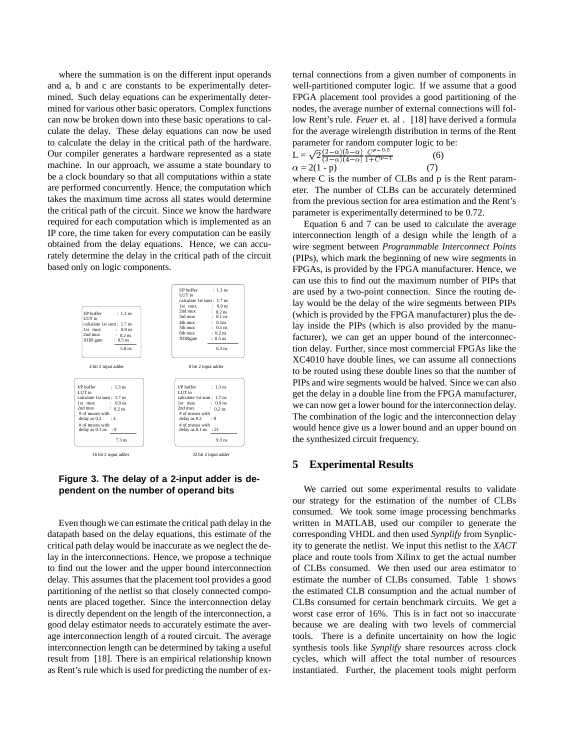where the summation is on the different input operands and a, b and c are constants to be experimentally determined. Such delay equations can be experimentally determined for various other basic operators. Complex functions can now be broken down into these basic operations to calculate the delay. These delay equations can now be used to calculate the delay in the critical path of the hardware. Our compiler generates a hardware represented as a state machine. In our approach, we assume a state boundary to be a clock boundary so that all computations within a state are performed concurrently. Hence, the computation which takes the maximum time across all states would determine the critical path of the circuit. Since we know the hardware required for each computation which is implemented as an IP core, the time taken for every computation can be easily obtained from the delay equations. Hence, we can accurately determine the delay in the critical path of the circuit based only on logic components.

**4 bit 2 input adder**

| Component | Delay |
|---|---|
| I/P buffer | 1.3 ns |
| LUT to calculate 1st sum | 1.7 ns |
| 1st mux | 0.9 ns |
| 2nd mux | 0.2 ns |
| XOR gate | 0.5 ns |
| Total | 5.8 ns |

**8 bit 2 input adder**

| Component | Delay |
|---|---|
| I/P buffer | 1.3 ns |
| LUT to calculate 1st sum | 1.7 ns |
| 1st mux | 0.9 ns |
| 2nd mux | 0.2 ns |
| 3rd mux | 0.1 ns |
| 4th mux | 0.1ns |
| 5th mux | 0.1 ns |
| 6th mux | 0.2 ns |
| XORgate | 0.5 ns |
| Total | 6.3 ns |

**16 bit 2 input adder**

| Component | Delay |
|---|---|
| I/P buffer | 1.3 ns |
| LUT to calculate 1st sum | 1.7 ns |
| 1st mux | 0.9 ns |
| 2nd mux | 0.2 ns |
| # of muxes with delay as 0.2 | 4 |
| # of muxes with delay as 0.1 ns | 9 |
| Total | 7.3 ns |

**32 bit 2 input adder**

| Component | Delay |
|---|---|
| I/P buffer | 1.3 ns |
| LUT to calculate 1st sum | 1.7 ns |
| 1st mux | 0.9 ns |
| 2nd mux | 0.2 ns |
| # of muxes with delay as 0.2 | 8 |
| # of muxes with delay as 0.1 ns | 21 |
| Total | 9.3 ns |

**Figure 3. The delay of a 2-input adder is dependent on the number of operand bits**

Even though we can estimate the critical path delay in the datapath based on the delay equations, this estimate of the critical path delay would be inaccurate as we neglect the delay in the interconnections. Hence, we propose a technique to find out the lower and the upper bound interconnection delay. This assumes that the placement tool provides a good partitioning of the netlist so that closely connected components are placed together. Since the interconnection delay is directly dependent on the length of the interconnection, a good delay estimator needs to accurately estimate the average interconnection length of a routed circuit. The average interconnection length can be determined by taking a useful result from [18]. There is an empirical relationship known as Rent's rule which is used for predicting the number of external connections from a given number of components in well-partitioned computer logic. If we assume that a good FPGA placement tool provides a good partitioning of the nodes, the average number of external connections will follow Rent's rule. *Feuer* et. al . [18] have derived a formula for the average wirelength distribution in terms of the Rent parameter for random computer logic to be:

$$L = \sqrt{2}\frac{(2-\alpha)(5-\alpha)}{(3-\alpha)(4-\alpha)}\frac{C^{p-0.5}}{1+C^{p-1}} \qquad (6)$$

$$\alpha = 2(1 - p) \qquad (7)$$

where C is the number of CLBs and p is the Rent parameter. The number of CLBs can be accurately determined from the previous section for area estimation and the Rent's parameter is experimentally determined to be 0.72.

Equation 6 and 7 can be used to calculate the average interconnection length of a design while the length of a wire segment between *Programmable Interconnect Points* (PIPs), which mark the beginning of new wire segments in FPGAs, is provided by the FPGA manufacturer. Hence, we can use this to find out the maximum number of PIPs that are used by a two-point connection. Since the routing delay would be the delay of the wire segments between PIPs (which is provided by the FPGA manufacturer) plus the delay inside the PIPs (which is also provided by the manufacturer), we can get an upper bound of the interconnection delay. Further, since most commercial FPGAs like the XC4010 have double lines, we can assume all connections to be routed using these double lines so that the number of PIPs and wire segments would be halved. Since we can also get the delay in a double line from the FPGA manufacturer, we can now get a lower bound for the interconnection delay. The combination of the logic and the interconnection delay would hence give us a lower bound and an upper bound on the synthesized circuit frequency.

## 5 Experimental Results

We carried out some experimental results to validate our strategy for the estimation of the number of CLBs consumed. We took some image processing benchmarks written in MATLAB, used our compiler to generate the corresponding VHDL and then used *Synplify* from Synplicity to generate the netlist. We input this netlist to the *XACT* place and route tools from Xilinx to get the actual number of CLBs consumed. We then used our area estimator to estimate the number of CLBs consumed. Table 1 shows the estimated CLB consumption and the actual number of CLBs consumed for certain benchmark circuits. We get a worst case error of 16%. This is in fact not so inaccurate because we are dealing with two levels of commercial tools. There is a definite uncertainity on how the logic synthesis tools like *Synplify* share resources across clock cycles, which will affect the total number of resources instantiated. Further, the placement tools might perform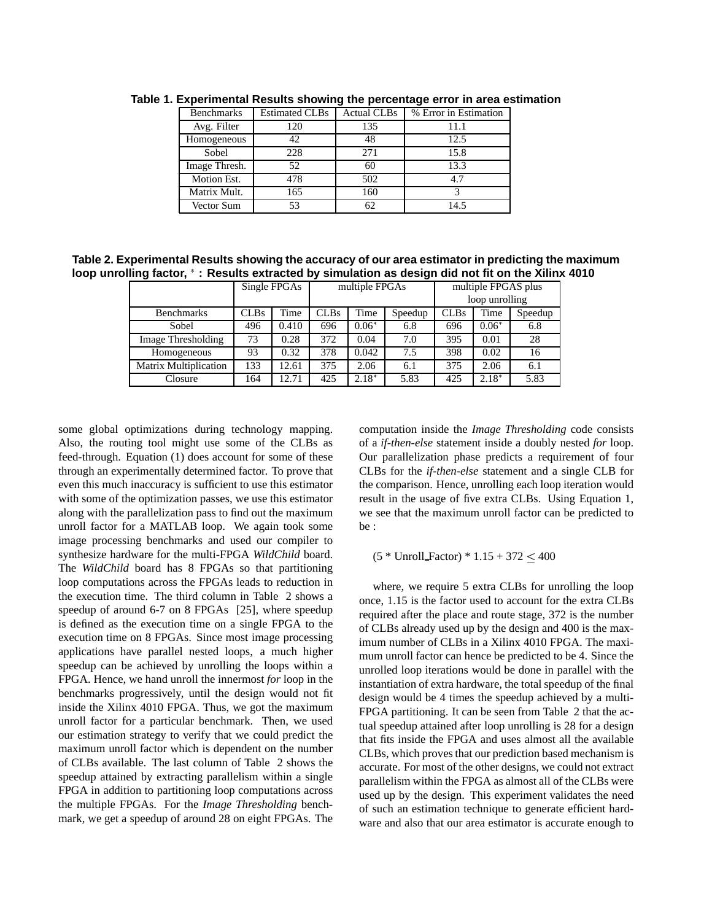**Table 1. Experimental Results showing the percentage error in area estimation**

| Benchmarks | Estimated CLBs | Actual CLBs | % Error in Estimation |
|---|---|---|---|
| Avg. Filter | 120 | 135 | 11.1 |
| Homogeneous | 42 | 48 | 12.5 |
| Sobel | 228 | 271 | 15.8 |
| Image Thresh. | 52 | 60 | 13.3 |
| Motion Est. | 478 | 502 | 4.7 |
| Matrix Mult. | 165 | 160 | 3 |
| Vector Sum | 53 | 62 | 14.5 |

**Table 2. Experimental Results showing the accuracy of our area estimator in predicting the maximum loop unrolling factor, $^*$ : Results extracted by simulation as design did not fit on the Xilinx 4010**

| | Single FPGAs | | multiple FPGAs | | | multiple FPGAS plus loop unrolling | | |
|---|---|---|---|---|---|---|---|---|
| Benchmarks | CLBs | Time | CLBs | Time | Speedup | CLBs | Time | Speedup |
| Sobel | 496 | 0.410 | 696 | $0.06^*$ | 6.8 | 696 | $0.06^*$ | 6.8 |
| Image Thresholding | 73 | 0.28 | 372 | 0.04 | 7.0 | 395 | 0.01 | 28 |
| Homogeneous | 93 | 0.32 | 378 | 0.042 | 7.5 | 398 | 0.02 | 16 |
| Matrix Multiplication | 133 | 12.61 | 375 | 2.06 | 6.1 | 375 | 2.06 | 6.1 |
| Closure | 164 | 12.71 | 425 | $2.18^*$ | 5.83 | 425 | $2.18^*$ | 5.83 |

some global optimizations during technology mapping. Also, the routing tool might use some of the CLBs as feed-through. Equation (1) does account for some of these through an experimentally determined factor. To prove that even this much inaccuracy is sufficient to use this estimator with some of the optimization passes, we use this estimator along with the parallelization pass to find out the maximum unroll factor for a MATLAB loop. We again took some image processing benchmarks and used our compiler to synthesize hardware for the multi-FPGA *WildChild* board. The *WildChild* board has 8 FPGAs so that partitioning loop computations across the FPGAs leads to reduction in the execution time. The third column in Table 2 shows a speedup of around 6-7 on 8 FPGAs [25], where speedup is defined as the execution time on a single FPGA to the execution time on 8 FPGAs. Since most image processing applications have parallel nested loops, a much higher speedup can be achieved by unrolling the loops within a FPGA. Hence, we hand unroll the innermost *for* loop in the benchmarks progressively, until the design would not fit inside the Xilinx 4010 FPGA. Thus, we got the maximum unroll factor for a particular benchmark. Then, we used our estimation strategy to verify that we could predict the maximum unroll factor which is dependent on the number of CLBs available. The last column of Table 2 shows the speedup attained by extracting parallelism within a single FPGA in addition to partitioning loop computations across the multiple FPGAs. For the *Image Thresholding* benchmark, we get a speedup of around 28 on eight FPGAs. The computation inside the *Image Thresholding* code consists of a *if-then-else* statement inside a doubly nested *for* loop. Our parallelization phase predicts a requirement of four CLBs for the *if-then-else* statement and a single CLB for the comparison. Hence, unrolling each loop iteration would result in the usage of five extra CLBs. Using Equation 1, we see that the maximum unroll factor can be predicted to be :

$$(5 * \text{Unroll\_Factor}) * 1.15 + 372 \leq 400$$

where, we require 5 extra CLBs for unrolling the loop once, 1.15 is the factor used to account for the extra CLBs required after the place and route stage, 372 is the number of CLBs already used up by the design and 400 is the maximum number of CLBs in a Xilinx 4010 FPGA. The maximum unroll factor can hence be predicted to be 4. Since the unrolled loop iterations would be done in parallel with the instantiation of extra hardware, the total speedup of the final design would be 4 times the speedup achieved by a multi-FPGA partitioning. It can be seen from Table 2 that the actual speedup attained after loop unrolling is 28 for a design that fits inside the FPGA and uses almost all the available CLBs, which proves that our prediction based mechanism is accurate. For most of the other designs, we could not extract parallelism within the FPGA as almost all of the CLBs were used up by the design. This experiment validates the need of such an estimation technique to generate efficient hardware and also that our area estimator is accurate enough to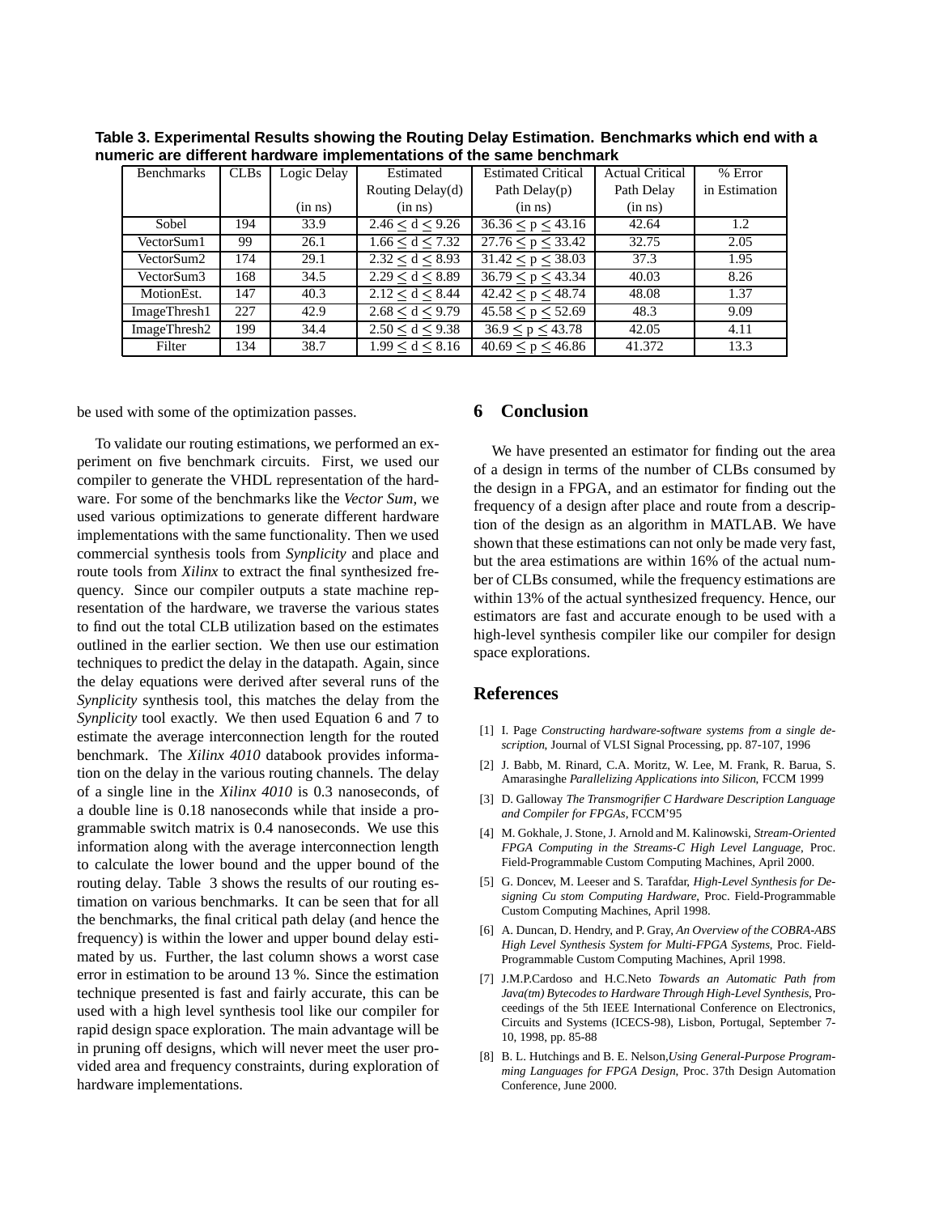**Table 3. Experimental Results showing the Routing Delay Estimation. Benchmarks which end with a numeric are different hardware implementations of the same benchmark**

| Benchmarks | CLBs | Logic Delay (in ns) | Estimated Routing Delay(d) (in ns) | Estimated Critical Path Delay(p) (in ns) | Actual Critical Path Delay (in ns) | % Error in Estimation |
|---|---|---|---|---|---|---|
| Sobel | 194 | 33.9 | $2.46 \leq d \leq 9.26$ | $36.36 \leq p \leq 43.16$ | 42.64 | 1.2 |
| VectorSum1 | 99 | 26.1 | $1.66 \leq d \leq 7.32$ | $27.76 \leq p \leq 33.42$ | 32.75 | 2.05 |
| VectorSum2 | 174 | 29.1 | $2.32 \leq d \leq 8.93$ | $31.42 \leq p \leq 38.03$ | 37.3 | 1.95 |
| VectorSum3 | 168 | 34.5 | $2.29 \leq d \leq 8.89$ | $36.79 \leq p \leq 43.34$ | 40.03 | 8.26 |
| MotionEst. | 147 | 40.3 | $2.12 \leq d \leq 8.44$ | $42.42 \leq p \leq 48.74$ | 48.08 | 1.37 |
| ImageThresh1 | 227 | 42.9 | $2.68 \leq d \leq 9.79$ | $45.58 \leq p \leq 52.69$ | 48.3 | 9.09 |
| ImageThresh2 | 199 | 34.4 | $2.50 \leq d \leq 9.38$ | $36.9 \leq p \leq 43.78$ | 42.05 | 4.11 |
| Filter | 134 | 38.7 | $1.99 \leq d \leq 8.16$ | $40.69 \leq p \leq 46.86$ | 41.372 | 13.3 |

be used with some of the optimization passes.

To validate our routing estimations, we performed an experiment on five benchmark circuits. First, we used our compiler to generate the VHDL representation of the hardware. For some of the benchmarks like the *Vector Sum*, we used various optimizations to generate different hardware implementations with the same functionality. Then we used commercial synthesis tools from *Synplicity* and place and route tools from *Xilinx* to extract the final synthesized frequency. Since our compiler outputs a state machine representation of the hardware, we traverse the various states to find out the total CLB utilization based on the estimates outlined in the earlier section. We then use our estimation techniques to predict the delay in the datapath. Again, since the delay equations were derived after several runs of the *Synplicity* synthesis tool, this matches the delay from the *Synplicity* tool exactly. We then used Equation 6 and 7 to estimate the average interconnection length for the routed benchmark. The *Xilinx 4010* databook provides information on the delay in the various routing channels. The delay of a single line in the *Xilinx 4010* is 0.3 nanoseconds, of a double line is 0.18 nanoseconds while that inside a programmable switch matrix is 0.4 nanoseconds. We use this information along with the average interconnection length to calculate the lower bound and the upper bound of the routing delay. Table 3 shows the results of our routing estimation on various benchmarks. It can be seen that for all the benchmarks, the final critical path delay (and hence the frequency) is within the lower and upper bound delay estimated by us. Further, the last column shows a worst case error in estimation to be around 13 %. Since the estimation technique presented is fast and fairly accurate, this can be used with a high level synthesis tool like our compiler for rapid design space exploration. The main advantage will be in pruning off designs, which will never meet the user provided area and frequency constraints, during exploration of hardware implementations.

## 6 Conclusion

We have presented an estimator for finding out the area of a design in terms of the number of CLBs consumed by the design in a FPGA, and an estimator for finding out the frequency of a design after place and route from a description of the design as an algorithm in MATLAB. We have shown that these estimations can not only be made very fast, but the area estimations are within 16% of the actual number of CLBs consumed, while the frequency estimations are within 13% of the actual synthesized frequency. Hence, our estimators are fast and accurate enough to be used with a high-level synthesis compiler like our compiler for design space explorations.

## References

[1] I. Page *Constructing hardware-software systems from a single description*, Journal of VLSI Signal Processing, pp. 87-107, 1996

[2] J. Babb, M. Rinard, C.A. Moritz, W. Lee, M. Frank, R. Barua, S. Amarasinghe *Parallelizing Applications into Silicon*, FCCM 1999

[3] D. Galloway *The Transmogrifier C Hardware Description Language and Compiler for FPGAs*, FCCM'95

[4] M. Gokhale, J. Stone, J. Arnold and M. Kalinowski, *Stream-Oriented FPGA Computing in the Streams-C High Level Language*, Proc. Field-Programmable Custom Computing Machines, April 2000.

[5] G. Doncev, M. Leeser and S. Tarafdar, *High-Level Synthesis for Designing Cu stom Computing Hardware*, Proc. Field-Programmable Custom Computing Machines, April 1998.

[6] A. Duncan, D. Hendry, and P. Gray, *An Overview of the COBRA-ABS High Level Synthesis System for Multi-FPGA Systems*, Proc. Field-Programmable Custom Computing Machines, April 1998.

[7] J.M.P.Cardoso and H.C.Neto *Towards an Automatic Path from Java(tm) Bytecodes to Hardware Through High-Level Synthesis*, Proceedings of the 5th IEEE International Conference on Electronics, Circuits and Systems (ICECS-98), Lisbon, Portugal, September 7-10, 1998, pp. 85-88

[8] B. L. Hutchings and B. E. Nelson,*Using General-Purpose Programming Languages for FPGA Design*, Proc. 37th Design Automation Conference, June 2000.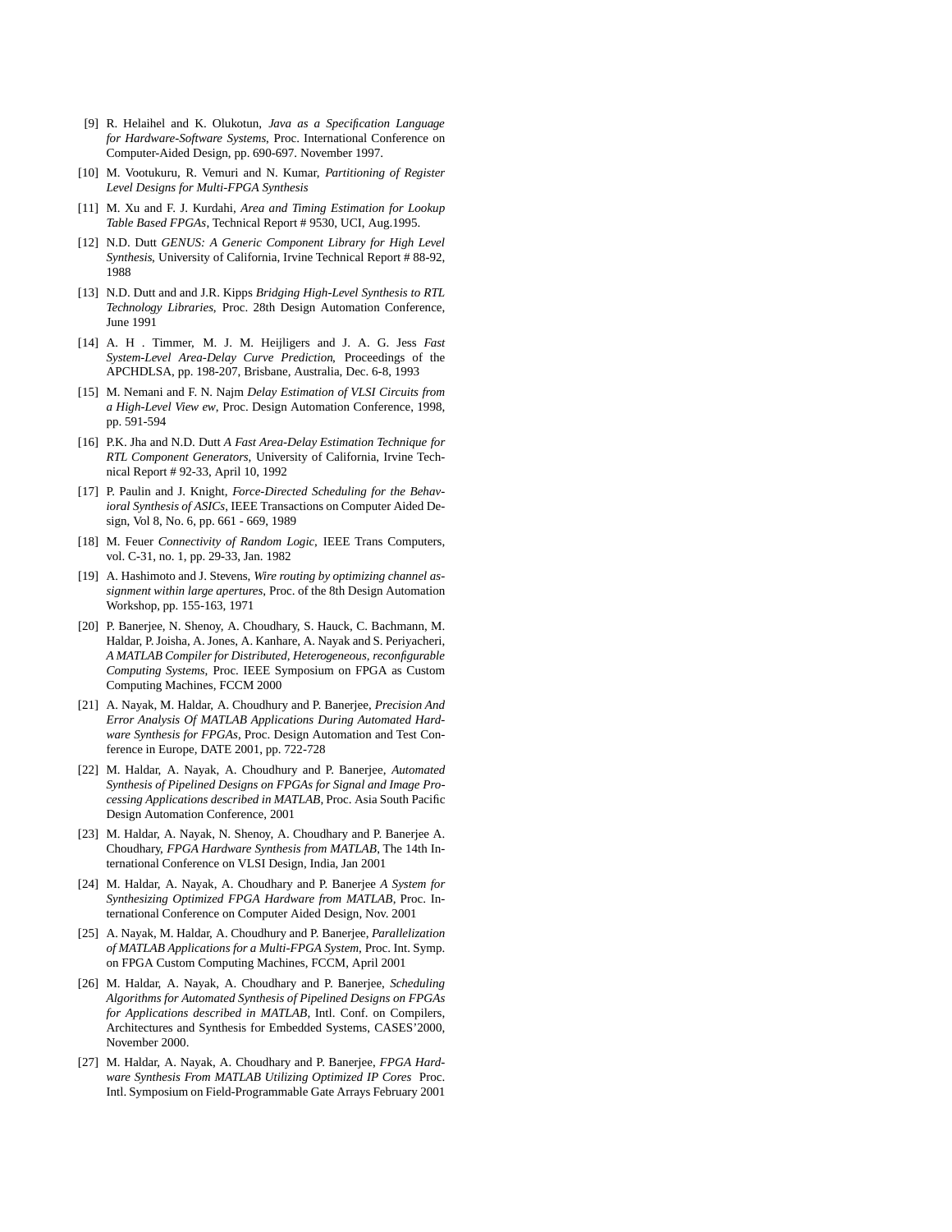[9] R. Helaihel and K. Olukotun, *Java as a Specification Language for Hardware-Software Systems*, Proc. International Conference on Computer-Aided Design, pp. 690-697. November 1997.

[10] M. Vootukuru, R. Vemuri and N. Kumar, *Partitioning of Register Level Designs for Multi-FPGA Synthesis*

[11] M. Xu and F. J. Kurdahi, *Area and Timing Estimation for Lookup Table Based FPGAs*, Technical Report # 9530, UCI, Aug.1995.

[12] N.D. Dutt *GENUS: A Generic Component Library for High Level Synthesis*, University of California, Irvine Technical Report # 88-92, 1988

[13] N.D. Dutt and and J.R. Kipps *Bridging High-Level Synthesis to RTL Technology Libraries*, Proc. 28th Design Automation Conference, June 1991

[14] A. H . Timmer, M. J. M. Heijligers and J. A. G. Jess *Fast System-Level Area-Delay Curve Prediction*, Proceedings of the APCHDLSA, pp. 198-207, Brisbane, Australia, Dec. 6-8, 1993

[15] M. Nemani and F. N. Najm *Delay Estimation of VLSI Circuits from a High-Level View ew*, Proc. Design Automation Conference, 1998, pp. 591-594

[16] P.K. Jha and N.D. Dutt *A Fast Area-Delay Estimation Technique for RTL Component Generators*, University of California, Irvine Technical Report # 92-33, April 10, 1992

[17] P. Paulin and J. Knight, *Force-Directed Scheduling for the Behavioral Synthesis of ASICs*, IEEE Transactions on Computer Aided Design, Vol 8, No. 6, pp. 661 - 669, 1989

[18] M. Feuer *Connectivity of Random Logic*, IEEE Trans Computers, vol. C-31, no. 1, pp. 29-33, Jan. 1982

[19] A. Hashimoto and J. Stevens, *Wire routing by optimizing channel assignment within large apertures*, Proc. of the 8th Design Automation Workshop, pp. 155-163, 1971

[20] P. Banerjee, N. Shenoy, A. Choudhary, S. Hauck, C. Bachmann, M. Haldar, P. Joisha, A. Jones, A. Kanhare, A. Nayak and S. Periyacheri, *A MATLAB Compiler for Distributed, Heterogeneous, reconfigurable Computing Systems*, Proc. IEEE Symposium on FPGA as Custom Computing Machines, FCCM 2000

[21] A. Nayak, M. Haldar, A. Choudhury and P. Banerjee, *Precision And Error Analysis Of MATLAB Applications During Automated Hardware Synthesis for FPGAs*, Proc. Design Automation and Test Conference in Europe, DATE 2001, pp. 722-728

[22] M. Haldar, A. Nayak, A. Choudhury and P. Banerjee, *Automated Synthesis of Pipelined Designs on FPGAs for Signal and Image Processing Applications described in MATLAB*, Proc. Asia South Pacific Design Automation Conference, 2001

[23] M. Haldar, A. Nayak, N. Shenoy, A. Choudhary and P. Banerjee A. Choudhary, *FPGA Hardware Synthesis from MATLAB*, The 14th International Conference on VLSI Design, India, Jan 2001

[24] M. Haldar, A. Nayak, A. Choudhary and P. Banerjee *A System for Synthesizing Optimized FPGA Hardware from MATLAB*, Proc. International Conference on Computer Aided Design, Nov. 2001

[25] A. Nayak, M. Haldar, A. Choudhury and P. Banerjee, *Parallelization of MATLAB Applications for a Multi-FPGA System*, Proc. Int. Symp. on FPGA Custom Computing Machines, FCCM, April 2001

[26] M. Haldar, A. Nayak, A. Choudhary and P. Banerjee, *Scheduling Algorithms for Automated Synthesis of Pipelined Designs on FPGAs for Applications described in MATLAB*, Intl. Conf. on Compilers, Architectures and Synthesis for Embedded Systems, CASES'2000, November 2000.

[27] M. Haldar, A. Nayak, A. Choudhary and P. Banerjee, *FPGA Hardware Synthesis From MATLAB Utilizing Optimized IP Cores* Proc. Intl. Symposium on Field-Programmable Gate Arrays February 2001